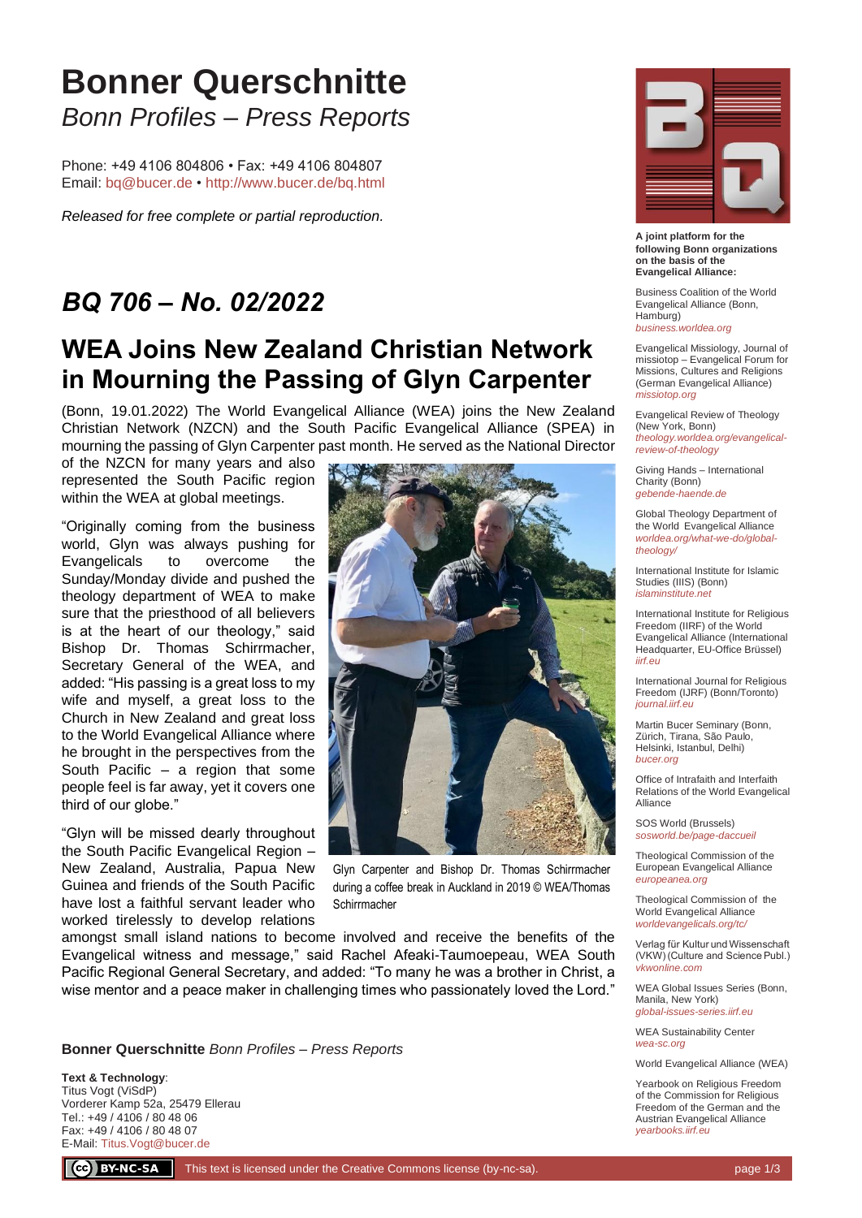# Bonner Querschnitte

*Bonn Profiles – Press Reports*

Phone: +49 4106 804806 • Fax: +49 4106 804807
Email: bq@bucer.de • http://www.bucer.de/bq.html

*Released for free complete or partial reproduction.*

## *BQ 706 – No. 02/2022*

## WEA Joins New Zealand Christian Network in Mourning the Passing of Glyn Carpenter

(Bonn, 19.01.2022) The World Evangelical Alliance (WEA) joins the New Zealand Christian Network (NZCN) and the South Pacific Evangelical Alliance (SPEA) in mourning the passing of Glyn Carpenter past month. He served as the National Director of the NZCN for many years and also represented the South Pacific region within the WEA at global meetings.

"Originally coming from the business world, Glyn was always pushing for Evangelicals to overcome the Sunday/Monday divide and pushed the theology department of WEA to make sure that the priesthood of all believers is at the heart of our theology," said Bishop Dr. Thomas Schirrmacher, Secretary General of the WEA, and added: "His passing is a great loss to my wife and myself, a great loss to the Church in New Zealand and great loss to the World Evangelical Alliance where he brought in the perspectives from the South Pacific – a region that some people feel is far away, yet it covers one third of our globe."

Glyn Carpenter and Bishop Dr. Thomas Schirrmacher during a coffee break in Auckland in 2019 © WEA/Thomas Schirrmacher

"Glyn will be missed dearly throughout the South Pacific Evangelical Region – New Zealand, Australia, Papua New Guinea and friends of the South Pacific have lost a faithful servant leader who worked tirelessly to develop relations amongst small island nations to become involved and receive the benefits of the Evangelical witness and message," said Rachel Afeaki-Taumoepeau, WEA South Pacific Regional General Secretary, and added: "To many he was a brother in Christ, a wise mentor and a peace maker in challenging times who passionately loved the Lord."

**Bonner Querschnitte** *Bonn Profiles – Press Reports*

**Text & Technology**:
Titus Vogt (ViSdP)
Vorderer Kamp 52a, 25479 Ellerau
Tel.: +49 / 4106 / 80 48 06
Fax: +49 / 4106 / 80 48 07
E-Mail: Titus.Vogt@bucer.de

**A joint platform for the following Bonn organizations on the basis of the Evangelical Alliance:**

Business Coalition of the World Evangelical Alliance (Bonn, Hamburg)
*business.worldea.org*

Evangelical Missiology, Journal of missiotop – Evangelical Forum for Missions, Cultures and Religions (German Evangelical Alliance)
*missiotop.org*

Evangelical Review of Theology (New York, Bonn)
*theology.worldea.org/evangelical-review-of-theology*

Giving Hands – International Charity (Bonn)
*gebende-haende.de*

Global Theology Department of the World Evangelical Alliance
*worldea.org/what-we-do/global-theology/*

International Institute for Islamic Studies (IIIS) (Bonn)
*islaminstitute.net*

International Institute for Religious Freedom (IIRF) of the World Evangelical Alliance (International Headquarter, EU-Office Brüssel)
*iirf.eu*

International Journal for Religious Freedom (IJRF) (Bonn/Toronto)
*journal.iirf.eu*

Martin Bucer Seminary (Bonn, Zürich, Tirana, São Paulo, Helsinki, Istanbul, Delhi)
*bucer.org*

Office of Intrafaith and Interfaith Relations of the World Evangelical Alliance

SOS World (Brussels)
*sosworld.be/page-daccueil*

Theological Commission of the European Evangelical Alliance
*europeanea.org*

Theological Commission of the World Evangelical Alliance
*worldevangelicals.org/tc/*

Verlag für Kultur und Wissenschaft (VKW) (Culture and Science Publ.)
*vkwonline.com*

WEA Global Issues Series (Bonn, Manila, New York)
*global-issues-series.iirf.eu*

WEA Sustainability Center
*wea-sc.org*

World Evangelical Alliance (WEA)

Yearbook on Religious Freedom of the Commission for Religious Freedom of the German and the Austrian Evangelical Alliance
*yearbooks.iirf.eu*

This text is licensed under the Creative Commons license (by-nc-sa).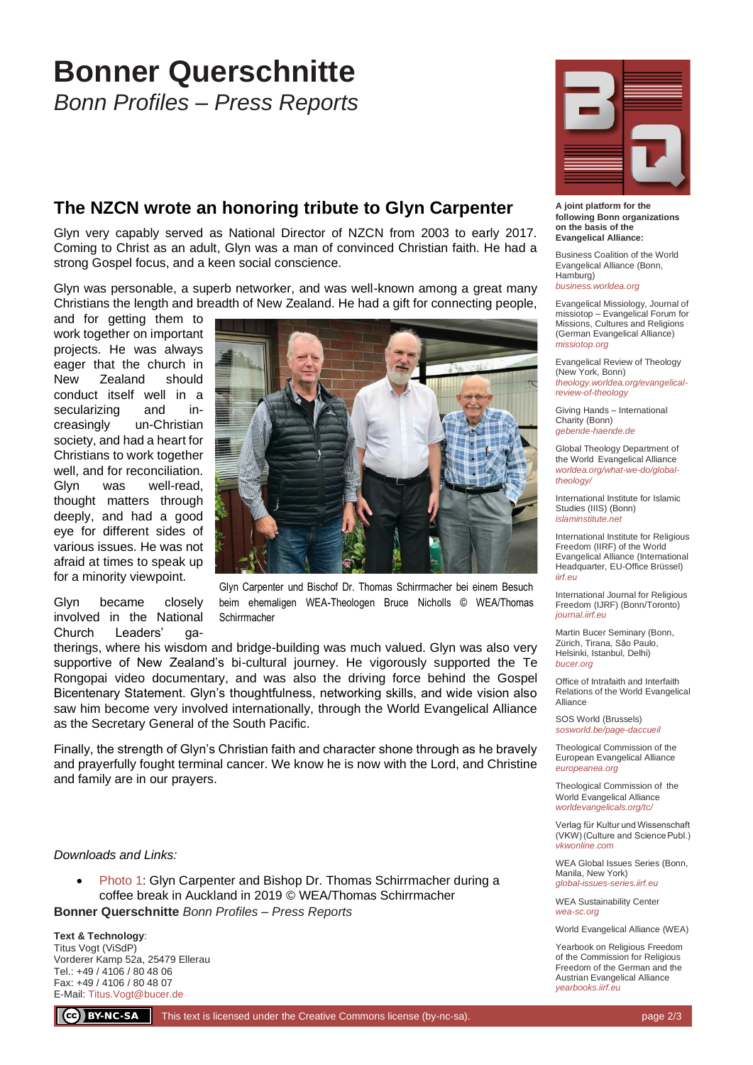# Bonner Querschnitte

*Bonn Profiles – Press Reports*

## The NZCN wrote an honoring tribute to Glyn Carpenter

Glyn very capably served as National Director of NZCN from 2003 to early 2017. Coming to Christ as an adult, Glyn was a man of convinced Christian faith. He had a strong Gospel focus, and a keen social conscience.

Glyn was personable, a superb networker, and was well-known among a great many Christians the length and breadth of New Zealand. He had a gift for connecting people, and for getting them to work together on important projects. He was always eager that the church in New Zealand should conduct itself well in a secularizing and increasingly un-Christian society, and had a heart for Christians to work together well, and for reconciliation. Glyn was well-read, thought matters through deeply, and had a good eye for different sides of various issues. He was not afraid at times to speak up for a minority viewpoint.

Glyn Carpenter und Bischof Dr. Thomas Schirrmacher bei einem Besuch beim ehemaligen WEA-Theologen Bruce Nicholls © WEA/Thomas Schirrmacher

Glyn became closely involved in the National Church Leaders' gatherings, where his wisdom and bridge-building was much valued. Glyn was also very supportive of New Zealand's bi-cultural journey. He vigorously supported the Te Rongopai video documentary, and was also the driving force behind the Gospel Bicentenary Statement. Glyn's thoughtfulness, networking skills, and wide vision also saw him become very involved internationally, through the World Evangelical Alliance as the Secretary General of the South Pacific.

Finally, the strength of Glyn's Christian faith and character shone through as he bravely and prayerfully fought terminal cancer. We know he is now with the Lord, and Christine and family are in our prayers.

*Downloads and Links:*

- Photo 1: Glyn Carpenter and Bishop Dr. Thomas Schirrmacher during a coffee break in Auckland in 2019 © WEA/Thomas Schirrmacher

**Bonner Querschnitte** *Bonn Profiles – Press Reports*

**Text & Technology**:
Titus Vogt (ViSdP)
Vorderer Kamp 52a, 25479 Ellerau
Tel.: +49 / 4106 / 80 48 06
Fax: +49 / 4106 / 80 48 07
E-Mail: Titus.Vogt@bucer.de

**A joint platform for the following Bonn organizations on the basis of the Evangelical Alliance:**

Business Coalition of the World Evangelical Alliance (Bonn, Hamburg)
*business.worldea.org*

Evangelical Missiology, Journal of missiotop – Evangelical Forum for Missions, Cultures and Religions (German Evangelical Alliance)
*missiotop.org*

Evangelical Review of Theology (New York, Bonn)
*theology.worldea.org/evangelical-review-of-theology*

Giving Hands – International Charity (Bonn)
*gebende-haende.de*

Global Theology Department of the World Evangelical Alliance
*worldea.org/what-we-do/global-theology/*

International Institute for Islamic Studies (IIIS) (Bonn)
*islaminstitute.net*

International Institute for Religious Freedom (IIRF) of the World Evangelical Alliance (International Headquarter, EU-Office Brüssel)
*iirf.eu*

International Journal for Religious Freedom (IJRF) (Bonn/Toronto)
*journal.iirf.eu*

Martin Bucer Seminary (Bonn, Zürich, Tirana, São Paulo, Helsinki, Istanbul, Delhi)
*bucer.org*

Office of Intrafaith and Interfaith Relations of the World Evangelical Alliance

SOS World (Brussels)
*sosworld.be/page-daccueil*

Theological Commission of the European Evangelical Alliance
*europeanea.org*

Theological Commission of the World Evangelical Alliance
*worldevangelicals.org/tc/*

Verlag für Kultur und Wissenschaft (VKW) (Culture and Science Publ.)
*vkwonline.com*

WEA Global Issues Series (Bonn, Manila, New York)
*global-issues-series.iirf.eu*

WEA Sustainability Center
*wea-sc.org*

World Evangelical Alliance (WEA)

Yearbook on Religious Freedom of the Commission for Religious Freedom of the German and the Austrian Evangelical Alliance
*yearbooks.iirf.eu*

This text is licensed under the Creative Commons license (by-nc-sa).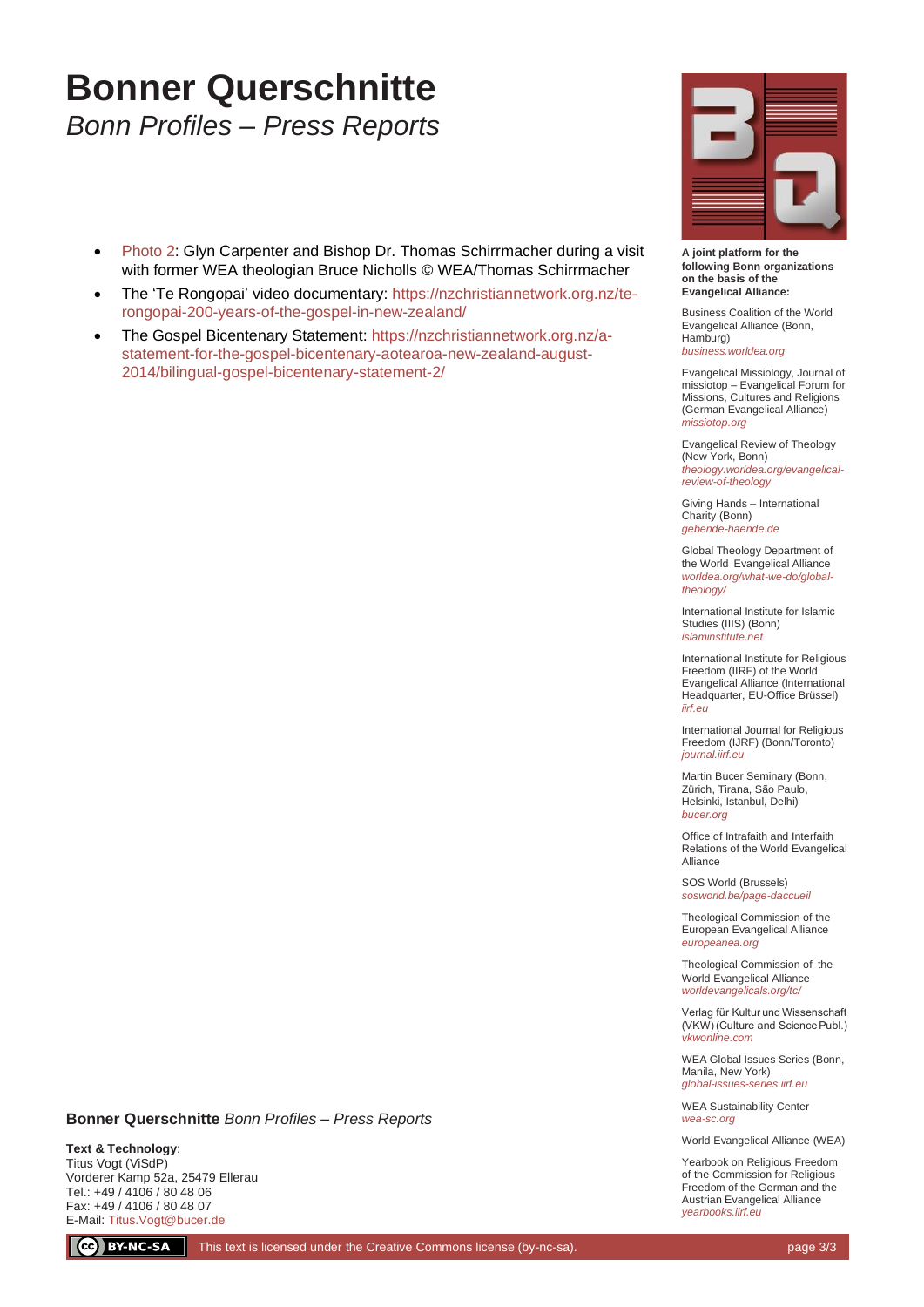# Bonner Querschnitte
*Bonn Profiles – Press Reports*

- Photo 2: Glyn Carpenter and Bishop Dr. Thomas Schirrmacher during a visit with former WEA theologian Bruce Nicholls © WEA/Thomas Schirrmacher
- The 'Te Rongopai' video documentary: https://nzchristiannetwork.org.nz/te-rongopai-200-years-of-the-gospel-in-new-zealand/
- The Gospel Bicentenary Statement: https://nzchristiannetwork.org.nz/a-statement-for-the-gospel-bicentenary-aotearoa-new-zealand-august-2014/bilingual-gospel-bicentenary-statement-2/

**A joint platform for the following Bonn organizations on the basis of the Evangelical Alliance:**

Business Coalition of the World Evangelical Alliance (Bonn, Hamburg)
*business.worldea.org*

Evangelical Missiology, Journal of missiotop – Evangelical Forum for Missions, Cultures and Religions (German Evangelical Alliance)
*missiotop.org*

Evangelical Review of Theology (New York, Bonn)
*theology.worldea.org/evangelical-review-of-theology*

Giving Hands – International Charity (Bonn)
*gebende-haende.de*

Global Theology Department of the World Evangelical Alliance
*worldea.org/what-we-do/global-theology/*

International Institute for Islamic Studies (IIIS) (Bonn)
*islaminstitute.net*

International Institute for Religious Freedom (IIRF) of the World Evangelical Alliance (International Headquarter, EU-Office Brüssel)
*iirf.eu*

International Journal for Religious Freedom (IJRF) (Bonn/Toronto)
*journal.iirf.eu*

Martin Bucer Seminary (Bonn, Zürich, Tirana, São Paulo, Helsinki, Istanbul, Delhi)
*bucer.org*

Office of Intrafaith and Interfaith Relations of the World Evangelical Alliance

SOS World (Brussels)
*sosworld.be/page-daccueil*

Theological Commission of the European Evangelical Alliance
*europeanea.org*

Theological Commission of the World Evangelical Alliance
*worldevangelicals.org/tc/*

Verlag für Kultur und Wissenschaft (VKW) (Culture and Science Publ.)
*vkwonline.com*

WEA Global Issues Series (Bonn, Manila, New York)
*global-issues-series.iirf.eu*

WEA Sustainability Center
*wea-sc.org*

World Evangelical Alliance (WEA)

Yearbook on Religious Freedom of the Commission for Religious Freedom of the German and the Austrian Evangelical Alliance
*yearbooks.iirf.eu*

**Bonner Querschnitte** *Bonn Profiles – Press Reports*

**Text & Technology**:
Titus Vogt (ViSdP)
Vorderer Kamp 52a, 25479 Ellerau
Tel.: +49 / 4106 / 80 48 06
Fax: +49 / 4106 / 80 48 07
E-Mail: Titus.Vogt@bucer.de

This text is licensed under the Creative Commons license (by-nc-sa).